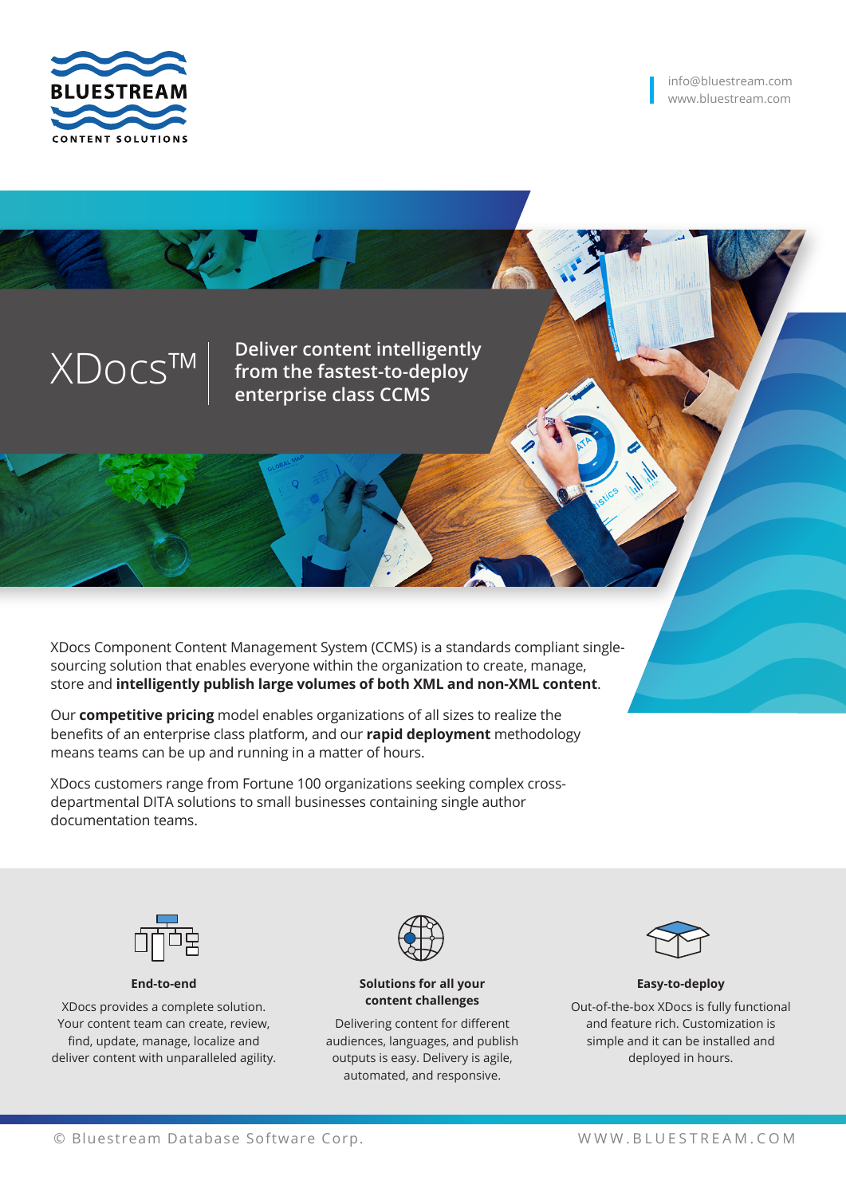BLUESTREAM CONTENT SOLUTIONS

info@bluestream.com
www.bluestream.com

# XDocs™

## Deliver content intelligently from the fastest-to-deploy enterprise class CCMS

XDocs Component Content Management System (CCMS) is a standards compliant single-sourcing solution that enables everyone within the organization to create, manage, store and **intelligently publish large volumes of both XML and non-XML content**.

Our **competitive pricing** model enables organizations of all sizes to realize the benefits of an enterprise class platform, and our **rapid deployment** methodology means teams can be up and running in a matter of hours.

XDocs customers range from Fortune 100 organizations seeking complex cross-departmental DITA solutions to small businesses containing single author documentation teams.

### End-to-end

XDocs provides a complete solution. Your content team can create, review, find, update, manage, localize and deliver content with unparalleled agility.

### Solutions for all your content challenges

Delivering content for different audiences, languages, and publish outputs is easy. Delivery is agile, automated, and responsive.

### Easy-to-deploy

Out-of-the-box XDocs is fully functional and feature rich. Customization is simple and it can be installed and deployed in hours.

© Bluestream Database Software Corp.

WWW.BLUESTREAM.COM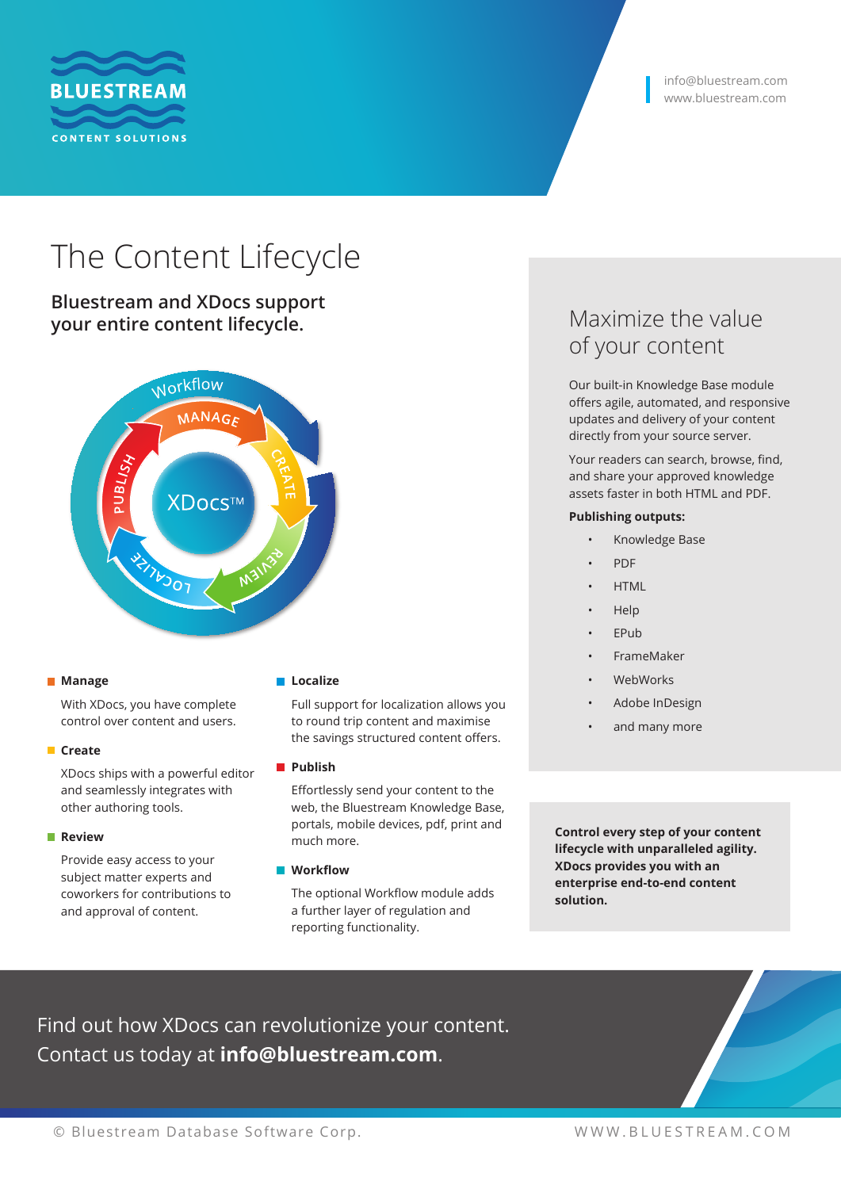BLUESTREAM
CONTENT SOLUTIONS

info@bluestream.com
www.bluestream.com

# The Content Lifecycle

**Bluestream and XDocs support your entire content lifecycle.**

Workflow
MANAGE
CREATE
REVIEW
LOCALIZE
PUBLISH
XDocs™

**Manage**

With XDocs, you have complete control over content and users.

**Create**

XDocs ships with a powerful editor and seamlessly integrates with other authoring tools.

**Review**

Provide easy access to your subject matter experts and coworkers for contributions to and approval of content.

**Localize**

Full support for localization allows you to round trip content and maximise the savings structured content offers.

**Publish**

Effortlessly send your content to the web, the Bluestream Knowledge Base, portals, mobile devices, pdf, print and much more.

**Workflow**

The optional Workflow module adds a further layer of regulation and reporting functionality.

## Maximize the value of your content

Our built-in Knowledge Base module offers agile, automated, and responsive updates and delivery of your content directly from your source server.

Your readers can search, browse, find, and share your approved knowledge assets faster in both HTML and PDF.

**Publishing outputs:**

- Knowledge Base
- PDF
- HTML
- Help
- EPub
- FrameMaker
- WebWorks
- Adobe InDesign
- and many more

**Control every step of your content lifecycle with unparalleled agility. XDocs provides you with an enterprise end-to-end content solution.**

Find out how XDocs can revolutionize your content.
Contact us today at **info@bluestream.com**.

© Bluestream Database Software Corp.

WWW.BLUESTREAM.COM